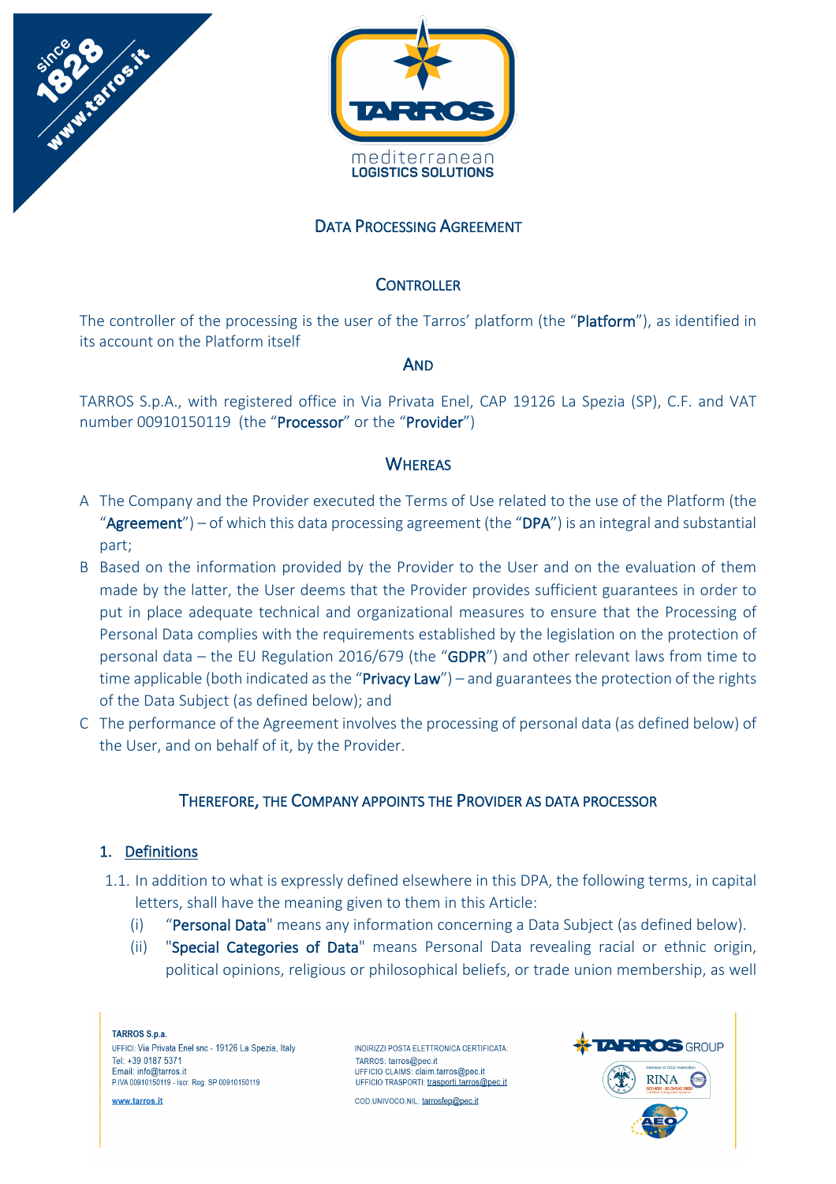# DATA PROCESSING AGREEMENT

## CONTROLLER

The controller of the processing is the user of the Tarros' platform (the "**Platform**"), as identified in its account on the Platform itself

## AND

TARROS S.p.A., with registered office in Via Privata Enel, CAP 19126 La Spezia (SP), C.F. and VAT number 00910150119 (the "**Processor**" or the "**Provider**")

## WHEREAS

A The Company and the Provider executed the Terms of Use related to the use of the Platform (the "**Agreement**") – of which this data processing agreement (the "**DPA**") is an integral and substantial part;

B Based on the information provided by the Provider to the User and on the evaluation of them made by the latter, the User deems that the Provider provides sufficient guarantees in order to put in place adequate technical and organizational measures to ensure that the Processing of Personal Data complies with the requirements established by the legislation on the protection of personal data – the EU Regulation 2016/679 (the "**GDPR**") and other relevant laws from time to time applicable (both indicated as the "**Privacy Law**") – and guarantees the protection of the rights of the Data Subject (as defined below); and

C The performance of the Agreement involves the processing of personal data (as defined below) of the User, and on behalf of it, by the Provider.

## THEREFORE, THE COMPANY APPOINTS THE PROVIDER AS DATA PROCESSOR

### 1. Definitions

1.1. In addition to what is expressly defined elsewhere in this DPA, the following terms, in capital letters, shall have the meaning given to them in this Article:

(i) "**Personal Data**" means any information concerning a Data Subject (as defined below).

(ii) "**Special Categories of Data**" means Personal Data revealing racial or ethnic origin, political opinions, religious or philosophical beliefs, or trade union membership, as well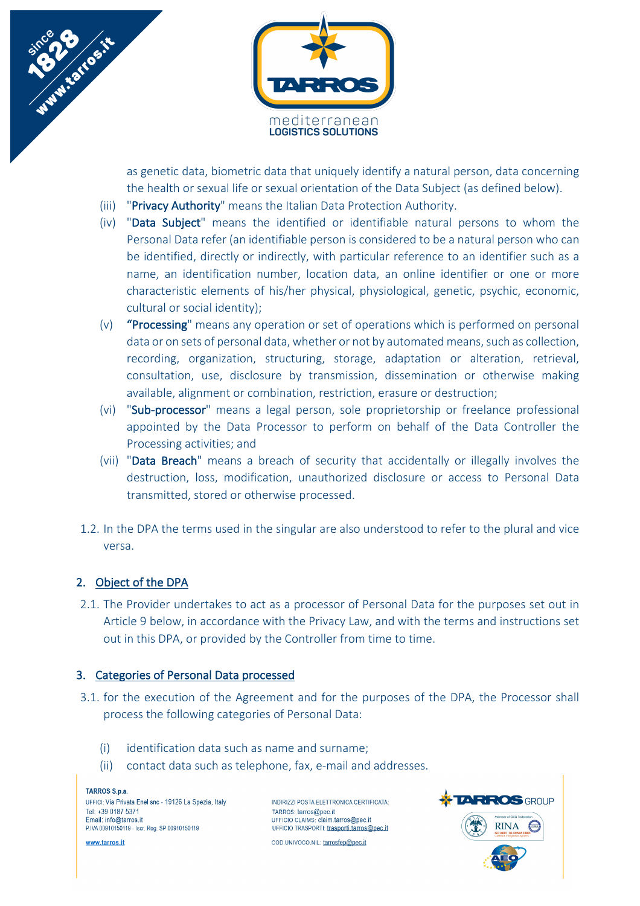as genetic data, biometric data that uniquely identify a natural person, data concerning the health or sexual life or sexual orientation of the Data Subject (as defined below).

(iii) "**Privacy Authority**" means the Italian Data Protection Authority.

(iv) "**Data Subject**" means the identified or identifiable natural persons to whom the Personal Data refer (an identifiable person is considered to be a natural person who can be identified, directly or indirectly, with particular reference to an identifier such as a name, an identification number, location data, an online identifier or one or more characteristic elements of his/her physical, physiological, genetic, psychic, economic, cultural or social identity);

(v) **"Processing"** means any operation or set of operations which is performed on personal data or on sets of personal data, whether or not by automated means, such as collection, recording, organization, structuring, storage, adaptation or alteration, retrieval, consultation, use, disclosure by transmission, dissemination or otherwise making available, alignment or combination, restriction, erasure or destruction;

(vi) "**Sub-processor**" means a legal person, sole proprietorship or freelance professional appointed by the Data Processor to perform on behalf of the Data Controller the Processing activities; and

(vii) "**Data Breach**" means a breach of security that accidentally or illegally involves the destruction, loss, modification, unauthorized disclosure or access to Personal Data transmitted, stored or otherwise processed.

1.2. In the DPA the terms used in the singular are also understood to refer to the plural and vice versa.

## 2. Object of the DPA

2.1. The Provider undertakes to act as a processor of Personal Data for the purposes set out in Article 9 below, in accordance with the Privacy Law, and with the terms and instructions set out in this DPA, or provided by the Controller from time to time.

## 3. Categories of Personal Data processed

3.1. for the execution of the Agreement and for the purposes of the DPA, the Processor shall process the following categories of Personal Data:

(i) identification data such as name and surname;

(ii) contact data such as telephone, fax, e-mail and addresses.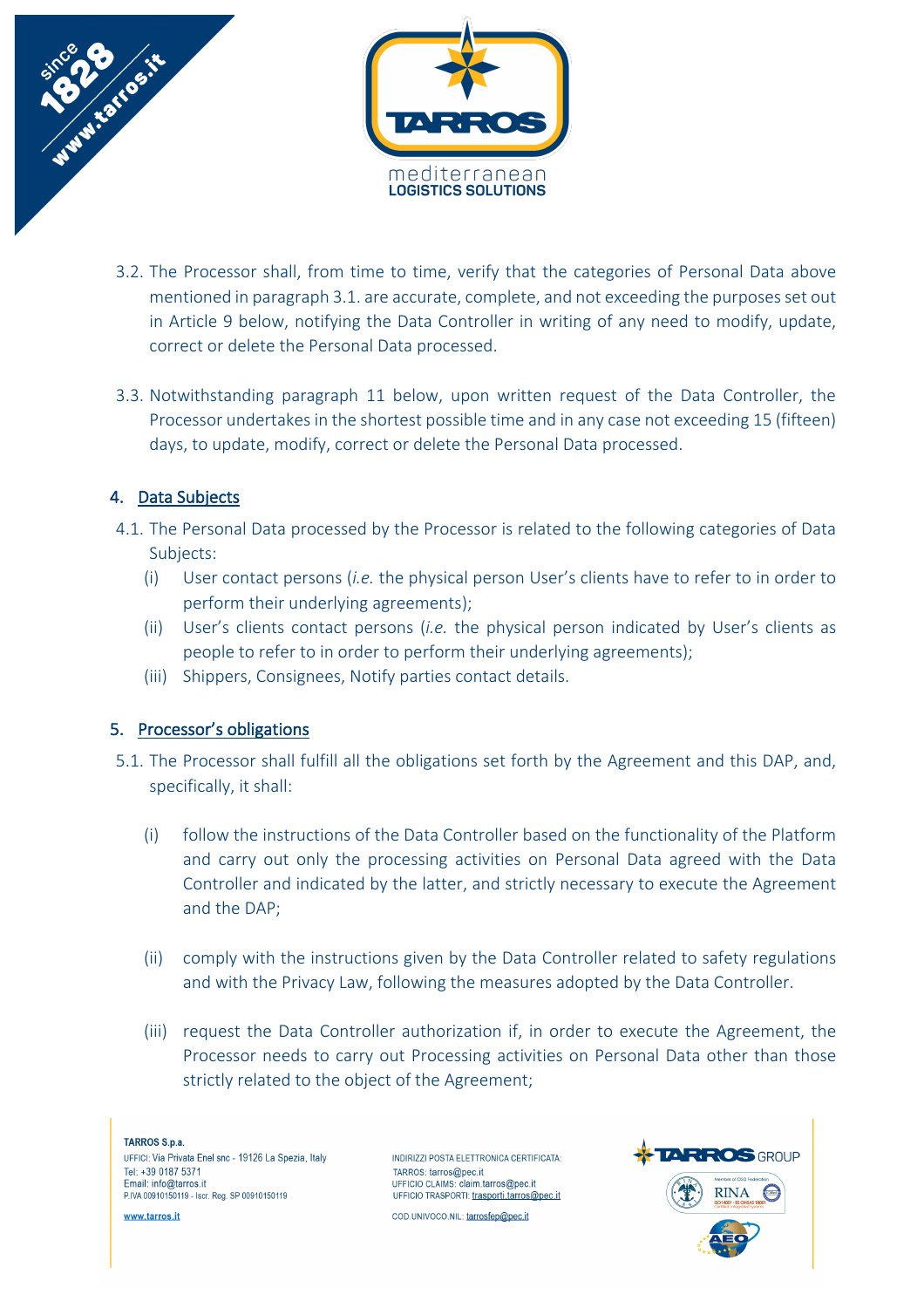3.2. The Processor shall, from time to time, verify that the categories of Personal Data above mentioned in paragraph 3.1. are accurate, complete, and not exceeding the purposes set out in Article 9 below, notifying the Data Controller in writing of any need to modify, update, correct or delete the Personal Data processed.

3.3. Notwithstanding paragraph 11 below, upon written request of the Data Controller, the Processor undertakes in the shortest possible time and in any case not exceeding 15 (fifteen) days, to update, modify, correct or delete the Personal Data processed.

## 4. Data Subjects

4.1. The Personal Data processed by the Processor is related to the following categories of Data Subjects:

- (i) User contact persons (*i.e.* the physical person User's clients have to refer to in order to perform their underlying agreements);
- (ii) User's clients contact persons (*i.e.* the physical person indicated by User's clients as people to refer to in order to perform their underlying agreements);
- (iii) Shippers, Consignees, Notify parties contact details.

## 5. Processor's obligations

5.1. The Processor shall fulfill all the obligations set forth by the Agreement and this DAP, and, specifically, it shall:

- (i) follow the instructions of the Data Controller based on the functionality of the Platform and carry out only the processing activities on Personal Data agreed with the Data Controller and indicated by the latter, and strictly necessary to execute the Agreement and the DAP;
- (ii) comply with the instructions given by the Data Controller related to safety regulations and with the Privacy Law, following the measures adopted by the Data Controller.
- (iii) request the Data Controller authorization if, in order to execute the Agreement, the Processor needs to carry out Processing activities on Personal Data other than those strictly related to the object of the Agreement;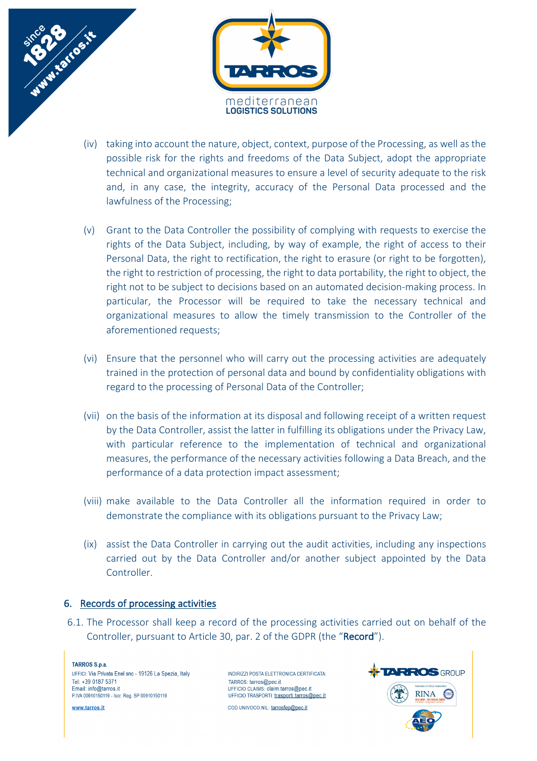(iv) taking into account the nature, object, context, purpose of the Processing, as well as the possible risk for the rights and freedoms of the Data Subject, adopt the appropriate technical and organizational measures to ensure a level of security adequate to the risk and, in any case, the integrity, accuracy of the Personal Data processed and the lawfulness of the Processing;

(v) Grant to the Data Controller the possibility of complying with requests to exercise the rights of the Data Subject, including, by way of example, the right of access to their Personal Data, the right to rectification, the right to erasure (or right to be forgotten), the right to restriction of processing, the right to data portability, the right to object, the right not to be subject to decisions based on an automated decision-making process. In particular, the Processor will be required to take the necessary technical and organizational measures to allow the timely transmission to the Controller of the aforementioned requests;

(vi) Ensure that the personnel who will carry out the processing activities are adequately trained in the protection of personal data and bound by confidentiality obligations with regard to the processing of Personal Data of the Controller;

(vii) on the basis of the information at its disposal and following receipt of a written request by the Data Controller, assist the latter in fulfilling its obligations under the Privacy Law, with particular reference to the implementation of technical and organizational measures, the performance of the necessary activities following a Data Breach, and the performance of a data protection impact assessment;

(viii) make available to the Data Controller all the information required in order to demonstrate the compliance with its obligations pursuant to the Privacy Law;

(ix) assist the Data Controller in carrying out the audit activities, including any inspections carried out by the Data Controller and/or another subject appointed by the Data Controller.

## 6. Records of processing activities

6.1. The Processor shall keep a record of the processing activities carried out on behalf of the Controller, pursuant to Article 30, par. 2 of the GDPR (the "**Record**").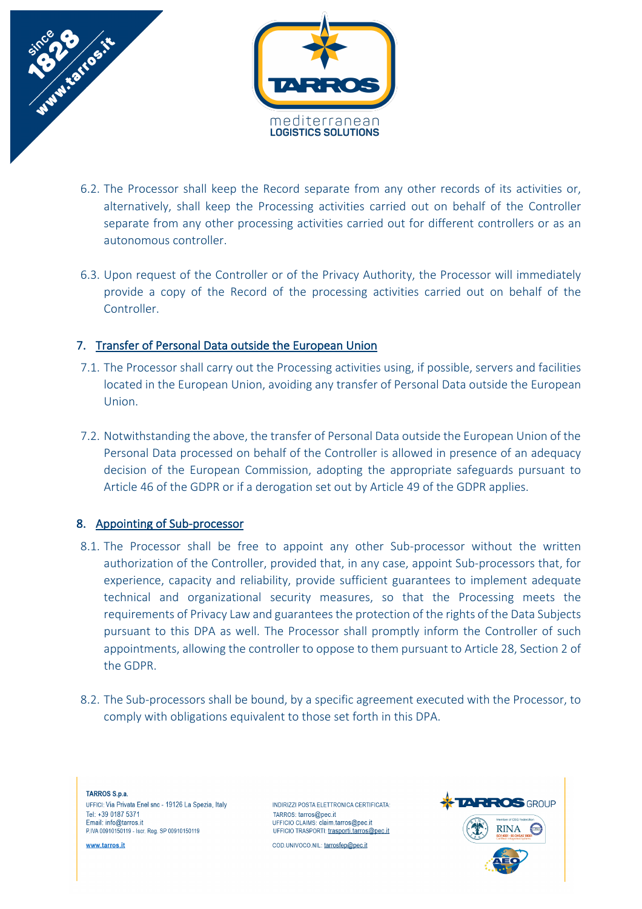6.2. The Processor shall keep the Record separate from any other records of its activities or, alternatively, shall keep the Processing activities carried out on behalf of the Controller separate from any other processing activities carried out for different controllers or as an autonomous controller.

6.3. Upon request of the Controller or of the Privacy Authority, the Processor will immediately provide a copy of the Record of the processing activities carried out on behalf of the Controller.

## 7. Transfer of Personal Data outside the European Union

7.1. The Processor shall carry out the Processing activities using, if possible, servers and facilities located in the European Union, avoiding any transfer of Personal Data outside the European Union.

7.2. Notwithstanding the above, the transfer of Personal Data outside the European Union of the Personal Data processed on behalf of the Controller is allowed in presence of an adequacy decision of the European Commission, adopting the appropriate safeguards pursuant to Article 46 of the GDPR or if a derogation set out by Article 49 of the GDPR applies.

## 8. Appointing of Sub-processor

8.1. The Processor shall be free to appoint any other Sub-processor without the written authorization of the Controller, provided that, in any case, appoint Sub-processors that, for experience, capacity and reliability, provide sufficient guarantees to implement adequate technical and organizational security measures, so that the Processing meets the requirements of Privacy Law and guarantees the protection of the rights of the Data Subjects pursuant to this DPA as well. The Processor shall promptly inform the Controller of such appointments, allowing the controller to oppose to them pursuant to Article 28, Section 2 of the GDPR.

8.2. The Sub-processors shall be bound, by a specific agreement executed with the Processor, to comply with obligations equivalent to those set forth in this DPA.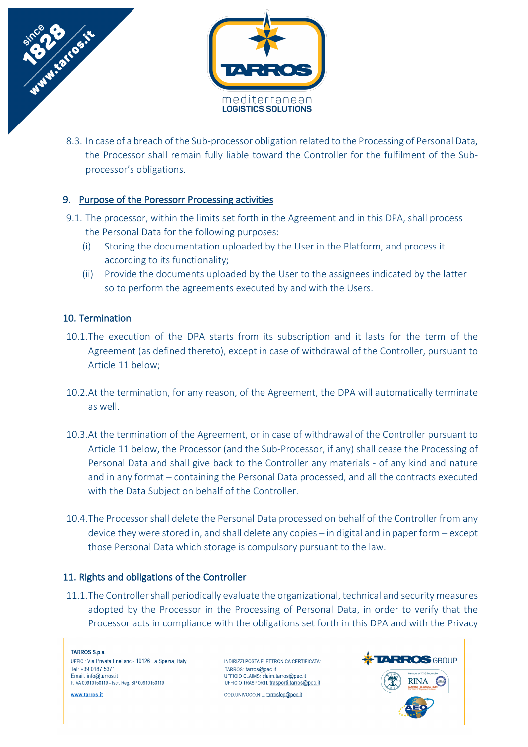8.3. In case of a breach of the Sub-processor obligation related to the Processing of Personal Data, the Processor shall remain fully liable toward the Controller for the fulfilment of the Sub-processor's obligations.

## 9. Purpose of the Poressorr Processing activities

9.1. The processor, within the limits set forth in the Agreement and in this DPA, shall process the Personal Data for the following purposes:

- (i) Storing the documentation uploaded by the User in the Platform, and process it according to its functionality;
- (ii) Provide the documents uploaded by the User to the assignees indicated by the latter so to perform the agreements executed by and with the Users.

## 10. Termination

10.1. The execution of the DPA starts from its subscription and it lasts for the term of the Agreement (as defined thereto), except in case of withdrawal of the Controller, pursuant to Article 11 below;

10.2. At the termination, for any reason, of the Agreement, the DPA will automatically terminate as well.

10.3. At the termination of the Agreement, or in case of withdrawal of the Controller pursuant to Article 11 below, the Processor (and the Sub-Processor, if any) shall cease the Processing of Personal Data and shall give back to the Controller any materials - of any kind and nature and in any format – containing the Personal Data processed, and all the contracts executed with the Data Subject on behalf of the Controller.

10.4. The Processor shall delete the Personal Data processed on behalf of the Controller from any device they were stored in, and shall delete any copies – in digital and in paper form – except those Personal Data which storage is compulsory pursuant to the law.

## 11. Rights and obligations of the Controller

11.1. The Controller shall periodically evaluate the organizational, technical and security measures adopted by the Processor in the Processing of Personal Data, in order to verify that the Processor acts in compliance with the obligations set forth in this DPA and with the Privacy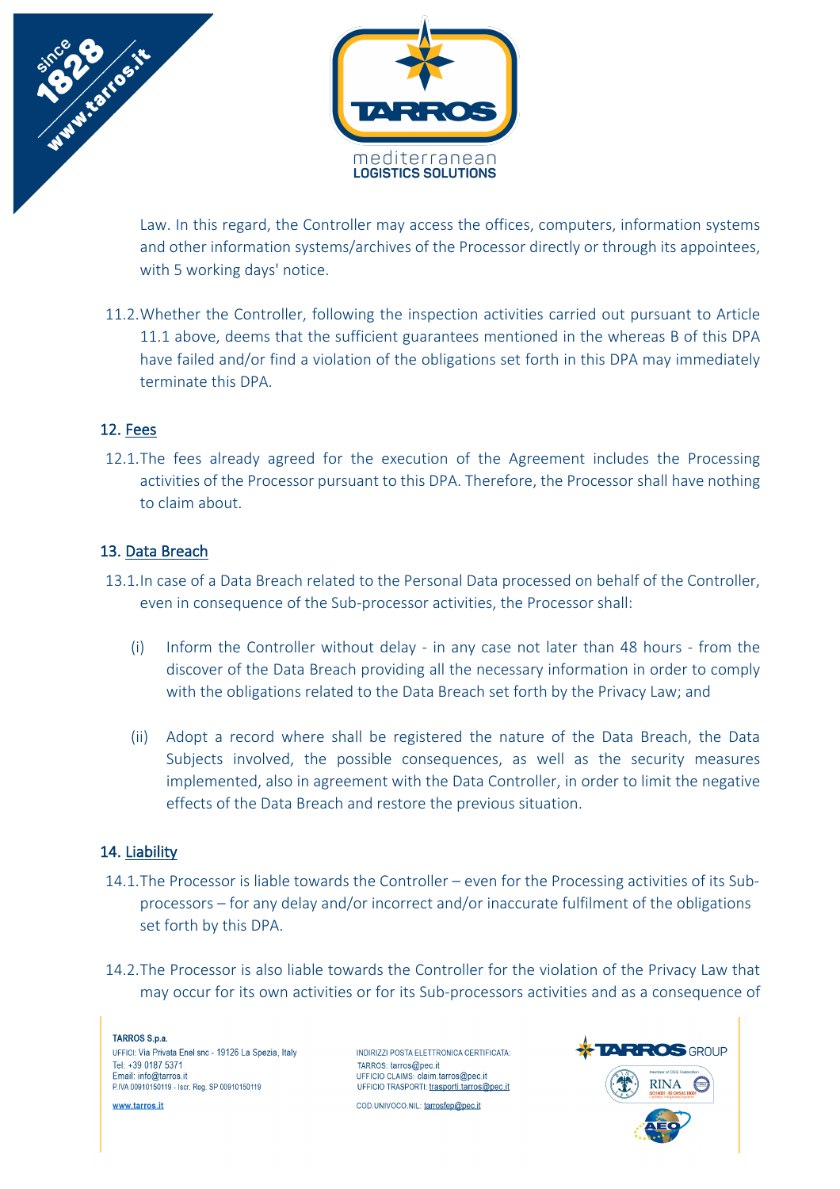Law. In this regard, the Controller may access the offices, computers, information systems and other information systems/archives of the Processor directly or through its appointees, with 5 working days' notice.

11.2. Whether the Controller, following the inspection activities carried out pursuant to Article 11.1 above, deems that the sufficient guarantees mentioned in the whereas B of this DPA have failed and/or find a violation of the obligations set forth in this DPA may immediately terminate this DPA.

## 12. Fees

12.1. The fees already agreed for the execution of the Agreement includes the Processing activities of the Processor pursuant to this DPA. Therefore, the Processor shall have nothing to claim about.

## 13. Data Breach

13.1. In case of a Data Breach related to the Personal Data processed on behalf of the Controller, even in consequence of the Sub-processor activities, the Processor shall:

(i) Inform the Controller without delay - in any case not later than 48 hours - from the discover of the Data Breach providing all the necessary information in order to comply with the obligations related to the Data Breach set forth by the Privacy Law; and

(ii) Adopt a record where shall be registered the nature of the Data Breach, the Data Subjects involved, the possible consequences, as well as the security measures implemented, also in agreement with the Data Controller, in order to limit the negative effects of the Data Breach and restore the previous situation.

## 14. Liability

14.1. The Processor is liable towards the Controller – even for the Processing activities of its Sub-processors – for any delay and/or incorrect and/or inaccurate fulfilment of the obligations set forth by this DPA.

14.2. The Processor is also liable towards the Controller for the violation of the Privacy Law that may occur for its own activities or for its Sub-processors activities and as a consequence of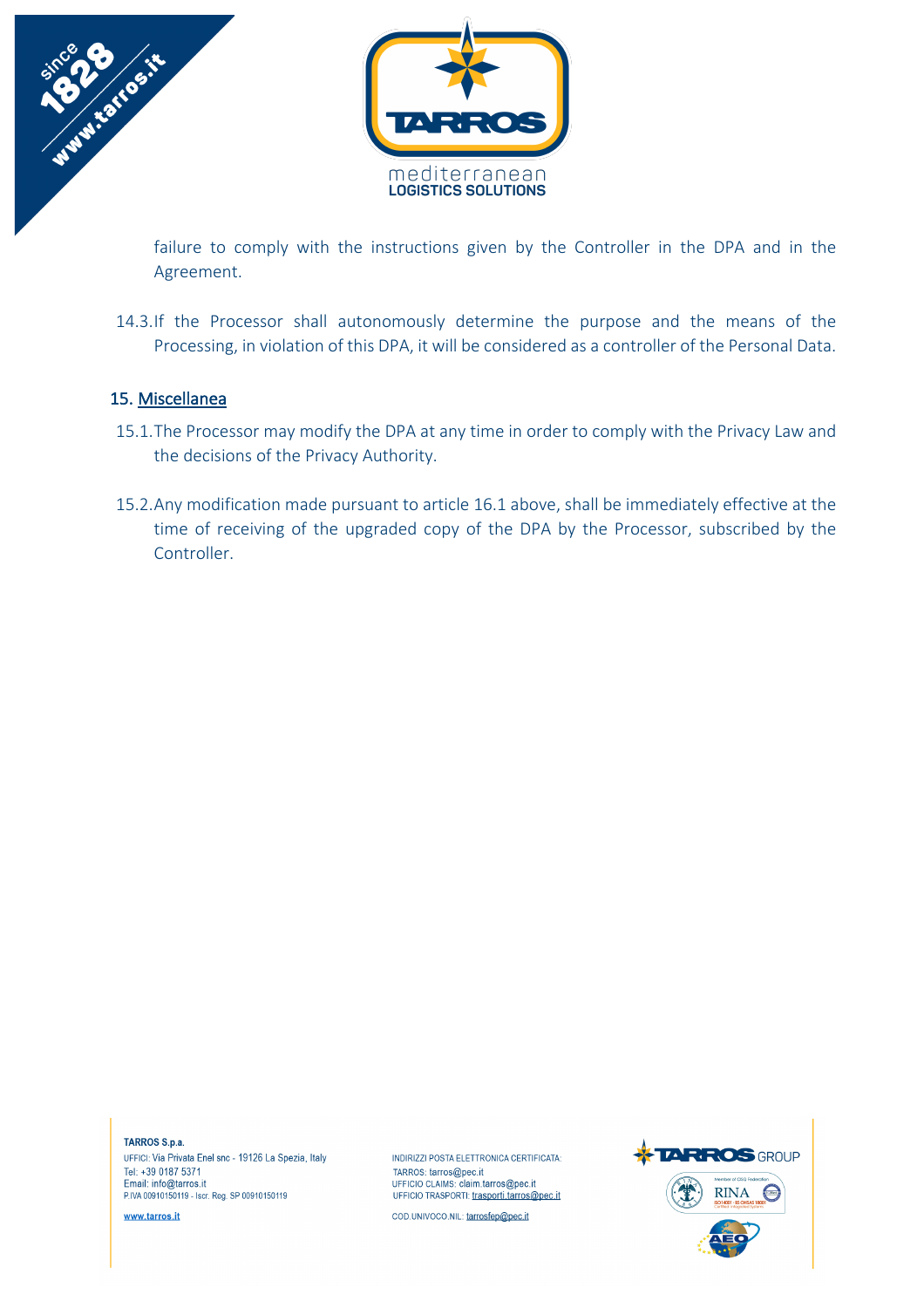failure to comply with the instructions given by the Controller in the DPA and in the Agreement.

14.3. If the Processor shall autonomously determine the purpose and the means of the Processing, in violation of this DPA, it will be considered as a controller of the Personal Data.

## 15. Miscellanea

15.1. The Processor may modify the DPA at any time in order to comply with the Privacy Law and the decisions of the Privacy Authority.

15.2. Any modification made pursuant to article 16.1 above, shall be immediately effective at the time of receiving of the upgraded copy of the DPA by the Processor, subscribed by the Controller.